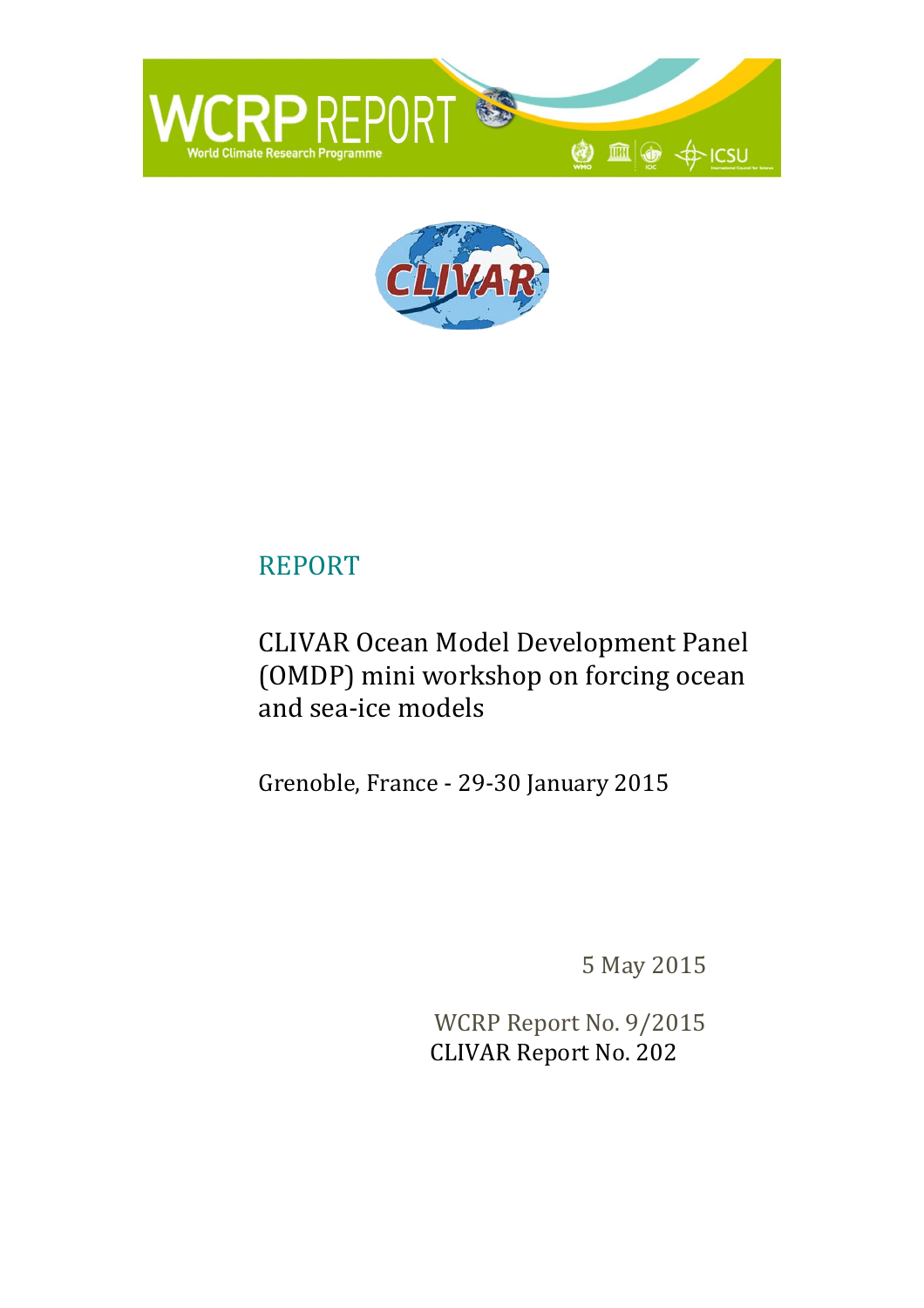WCRP REPORT

World Climate Research Programme

# REPORT

## CLIVAR Ocean Model Development Panel (OMDP) mini workshop on forcing ocean and sea-ice models

Grenoble, France - 29-30 January 2015

5 May 2015

WCRP Report No. 9/2015

CLIVAR Report No. 202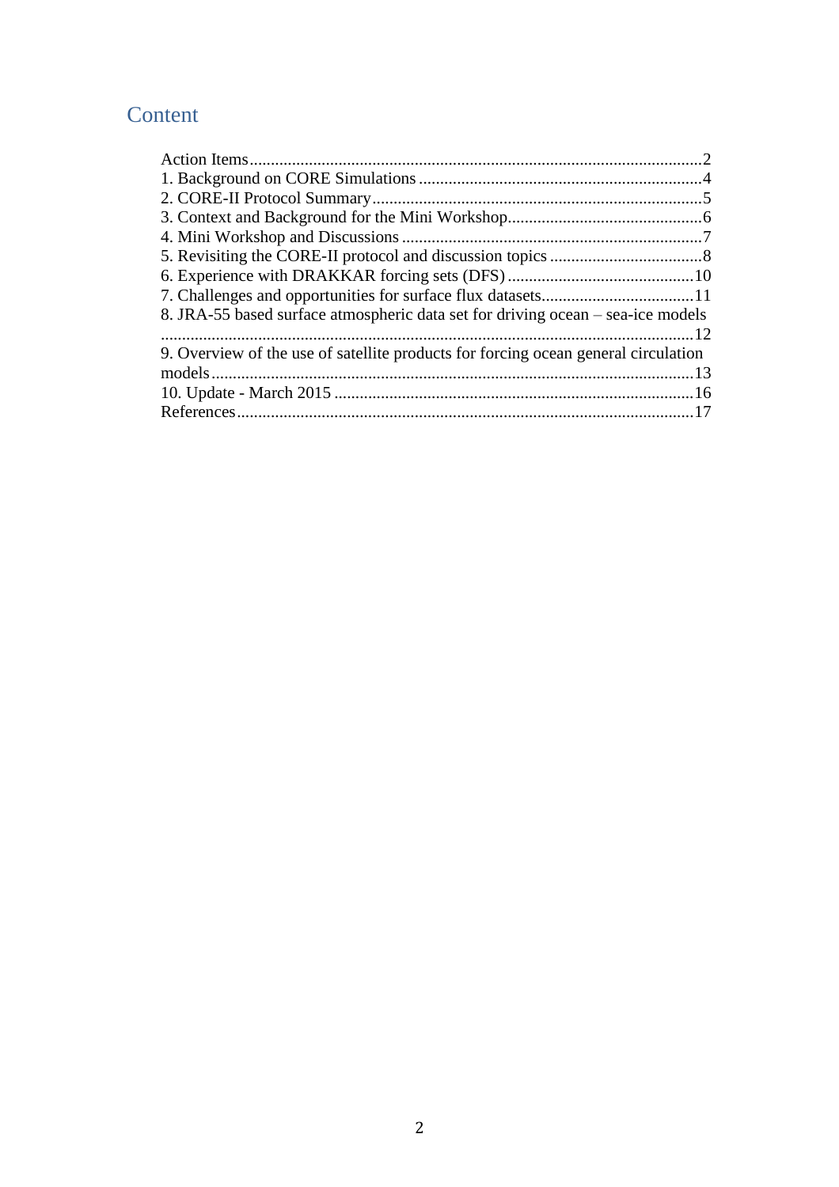# Content

Action Items ........................................................................................................2
1. Background on CORE Simulations ..................................................................4
2. CORE-II Protocol Summary .............................................................................5
3. Context and Background for the Mini Workshop.............................................6
4. Mini Workshop and Discussions .......................................................................7
5. Revisiting the CORE-II protocol and discussion topics ....................................8
6. Experience with DRAKKAR forcing sets (DFS) ............................................10
7. Challenges and opportunities for surface flux datasets....................................11
8. JRA-55 based surface atmospheric data set for driving ocean – sea-ice models ............................................................................................................................12
9. Overview of the use of satellite products for forcing ocean general circulation models .................................................................................................................13
10. Update - March 2015 .....................................................................................16
References...........................................................................................................17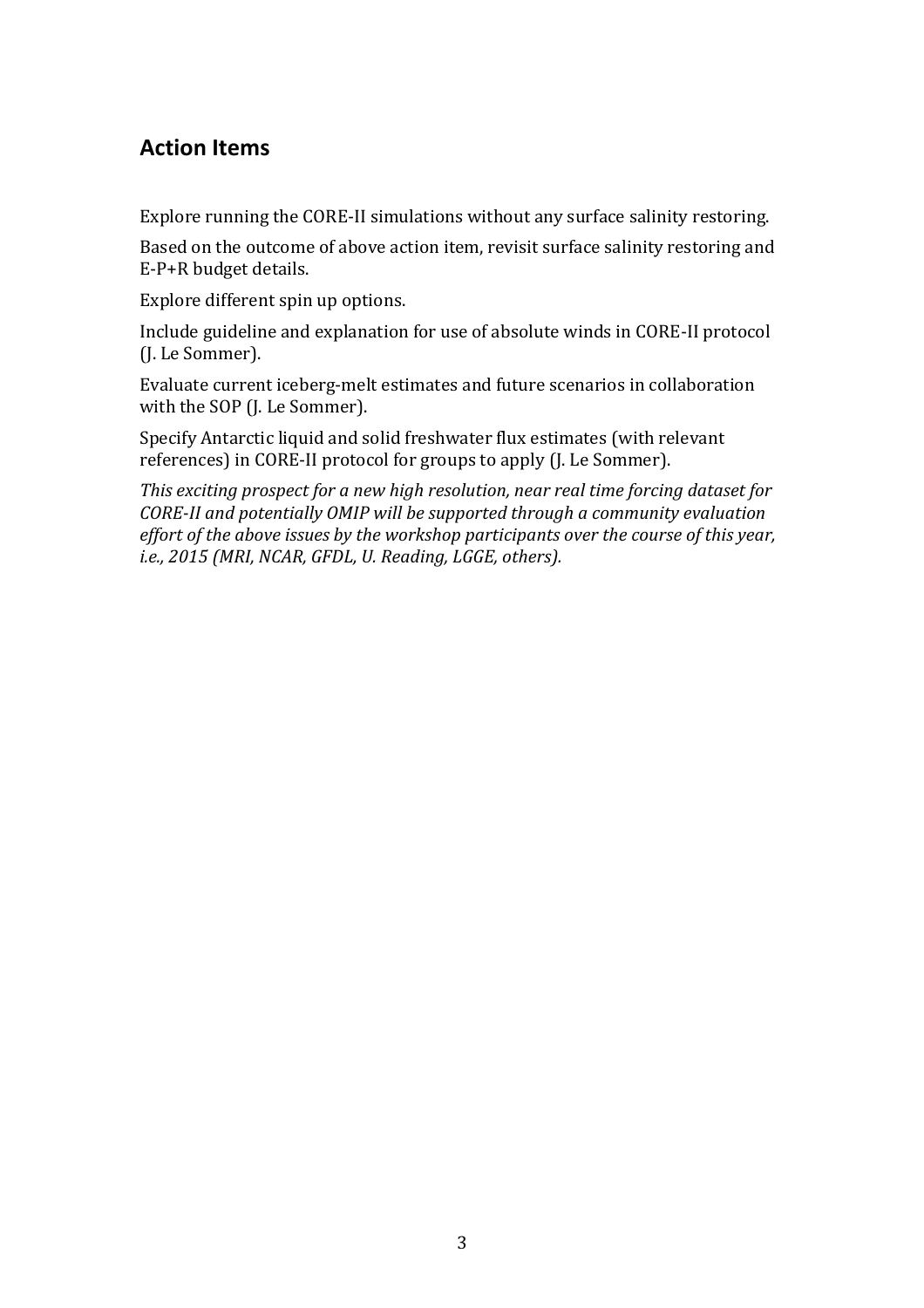## Action Items

Explore running the CORE-II simulations without any surface salinity restoring.

Based on the outcome of above action item, revisit surface salinity restoring and E-P+R budget details.

Explore different spin up options.

Include guideline and explanation for use of absolute winds in CORE-II protocol (J. Le Sommer).

Evaluate current iceberg-melt estimates and future scenarios in collaboration with the SOP (J. Le Sommer).

Specify Antarctic liquid and solid freshwater flux estimates (with relevant references) in CORE-II protocol for groups to apply (J. Le Sommer).

*This exciting prospect for a new high resolution, near real time forcing dataset for CORE-II and potentially OMIP will be supported through a community evaluation effort of the above issues by the workshop participants over the course of this year, i.e., 2015 (MRI, NCAR, GFDL, U. Reading, LGGE, others).*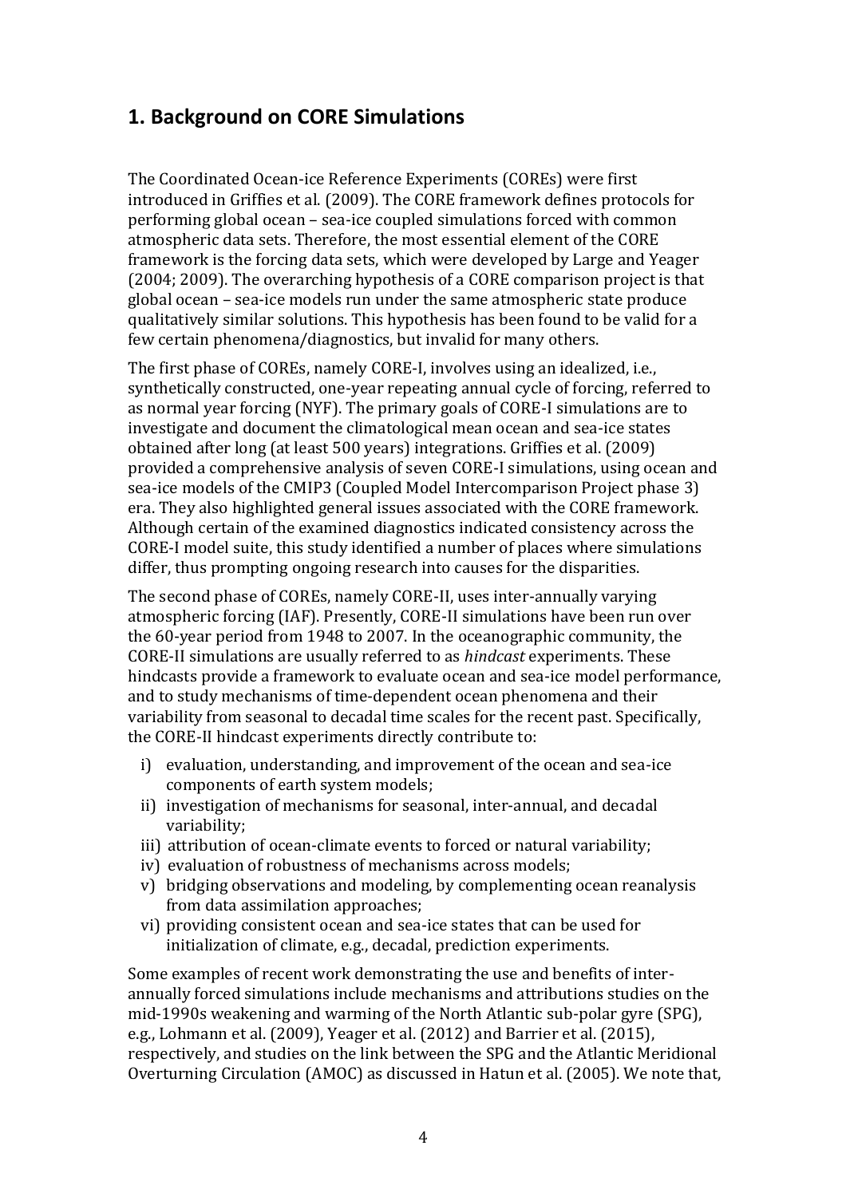## 1. Background on CORE Simulations

The Coordinated Ocean-ice Reference Experiments (COREs) were first introduced in Griffies et al. (2009). The CORE framework defines protocols for performing global ocean – sea-ice coupled simulations forced with common atmospheric data sets. Therefore, the most essential element of the CORE framework is the forcing data sets, which were developed by Large and Yeager (2004; 2009). The overarching hypothesis of a CORE comparison project is that global ocean – sea-ice models run under the same atmospheric state produce qualitatively similar solutions. This hypothesis has been found to be valid for a few certain phenomena/diagnostics, but invalid for many others.

The first phase of COREs, namely CORE-I, involves using an idealized, i.e., synthetically constructed, one-year repeating annual cycle of forcing, referred to as normal year forcing (NYF). The primary goals of CORE-I simulations are to investigate and document the climatological mean ocean and sea-ice states obtained after long (at least 500 years) integrations. Griffies et al. (2009) provided a comprehensive analysis of seven CORE-I simulations, using ocean and sea-ice models of the CMIP3 (Coupled Model Intercomparison Project phase 3) era. They also highlighted general issues associated with the CORE framework. Although certain of the examined diagnostics indicated consistency across the CORE-I model suite, this study identified a number of places where simulations differ, thus prompting ongoing research into causes for the disparities.

The second phase of COREs, namely CORE-II, uses inter-annually varying atmospheric forcing (IAF). Presently, CORE-II simulations have been run over the 60-year period from 1948 to 2007. In the oceanographic community, the CORE-II simulations are usually referred to as *hindcast* experiments. These hindcasts provide a framework to evaluate ocean and sea-ice model performance, and to study mechanisms of time-dependent ocean phenomena and their variability from seasonal to decadal time scales for the recent past. Specifically, the CORE-II hindcast experiments directly contribute to:

i) evaluation, understanding, and improvement of the ocean and sea-ice components of earth system models;
ii) investigation of mechanisms for seasonal, inter-annual, and decadal variability;
iii) attribution of ocean-climate events to forced or natural variability;
iv) evaluation of robustness of mechanisms across models;
v) bridging observations and modeling, by complementing ocean reanalysis from data assimilation approaches;
vi) providing consistent ocean and sea-ice states that can be used for initialization of climate, e.g., decadal, prediction experiments.

Some examples of recent work demonstrating the use and benefits of inter-annually forced simulations include mechanisms and attributions studies on the mid-1990s weakening and warming of the North Atlantic sub-polar gyre (SPG), e.g., Lohmann et al. (2009), Yeager et al. (2012) and Barrier et al. (2015), respectively, and studies on the link between the SPG and the Atlantic Meridional Overturning Circulation (AMOC) as discussed in Hatun et al. (2005). We note that,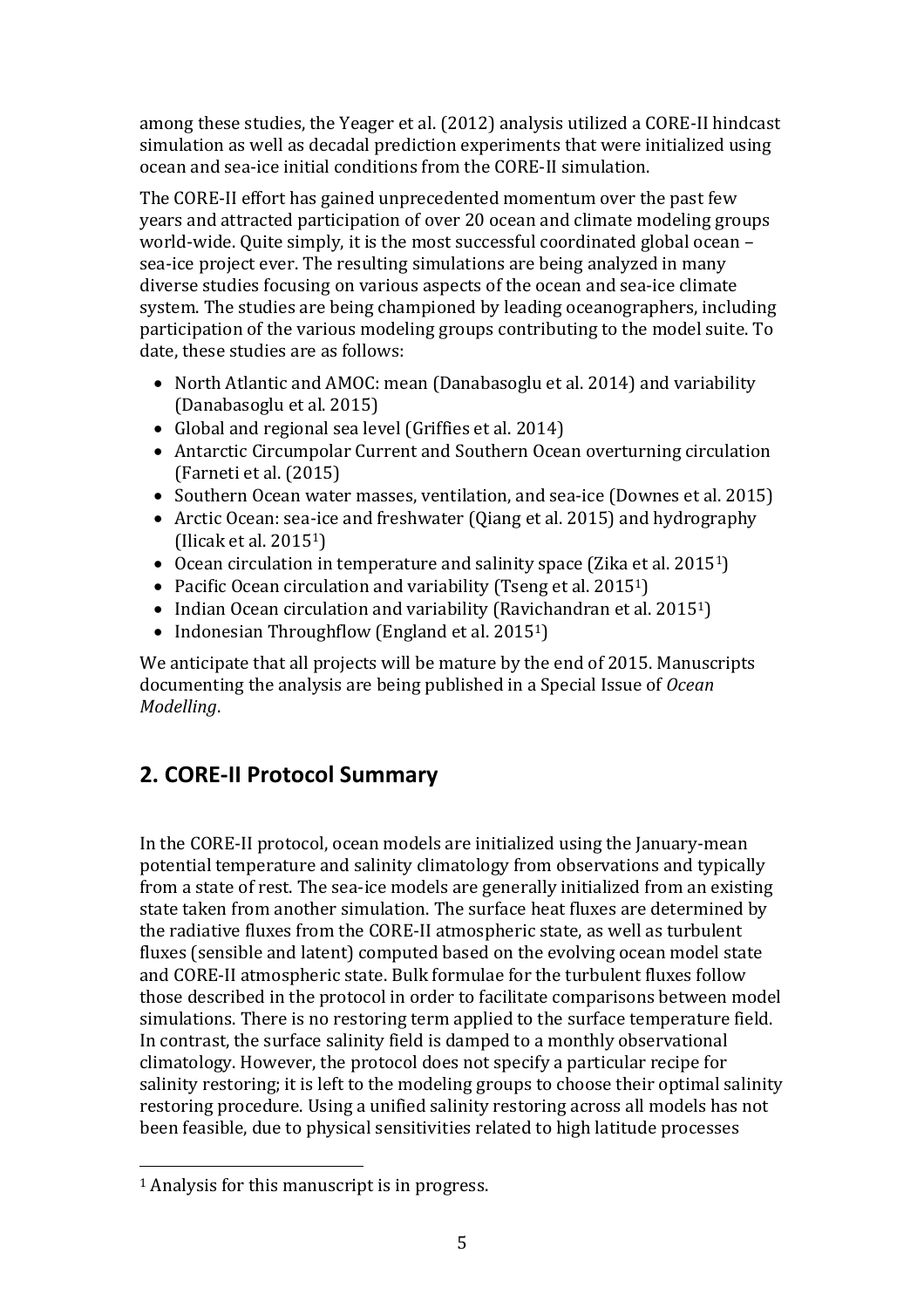among these studies, the Yeager et al. (2012) analysis utilized a CORE-II hindcast simulation as well as decadal prediction experiments that were initialized using ocean and sea-ice initial conditions from the CORE-II simulation.

The CORE-II effort has gained unprecedented momentum over the past few years and attracted participation of over 20 ocean and climate modeling groups world-wide. Quite simply, it is the most successful coordinated global ocean – sea-ice project ever. The resulting simulations are being analyzed in many diverse studies focusing on various aspects of the ocean and sea-ice climate system. The studies are being championed by leading oceanographers, including participation of the various modeling groups contributing to the model suite. To date, these studies are as follows:

- North Atlantic and AMOC: mean (Danabasoglu et al. 2014) and variability (Danabasoglu et al. 2015)
- Global and regional sea level (Griffies et al. 2014)
- Antarctic Circumpolar Current and Southern Ocean overturning circulation (Farneti et al. (2015)
- Southern Ocean water masses, ventilation, and sea-ice (Downes et al. 2015)
- Arctic Ocean: sea-ice and freshwater (Qiang et al. 2015) and hydrography (Ilicak et al. 2015[1])
- Ocean circulation in temperature and salinity space (Zika et al. 2015[1])
- Pacific Ocean circulation and variability (Tseng et al. 2015[1])
- Indian Ocean circulation and variability (Ravichandran et al. 2015[1])
- Indonesian Throughflow (England et al. 2015[1])

We anticipate that all projects will be mature by the end of 2015. Manuscripts documenting the analysis are being published in a Special Issue of *Ocean Modelling*.

## 2. CORE-II Protocol Summary

In the CORE-II protocol, ocean models are initialized using the January-mean potential temperature and salinity climatology from observations and typically from a state of rest. The sea-ice models are generally initialized from an existing state taken from another simulation. The surface heat fluxes are determined by the radiative fluxes from the CORE-II atmospheric state, as well as turbulent fluxes (sensible and latent) computed based on the evolving ocean model state and CORE-II atmospheric state. Bulk formulae for the turbulent fluxes follow those described in the protocol in order to facilitate comparisons between model simulations. There is no restoring term applied to the surface temperature field. In contrast, the surface salinity field is damped to a monthly observational climatology. However, the protocol does not specify a particular recipe for salinity restoring; it is left to the modeling groups to choose their optimal salinity restoring procedure. Using a unified salinity restoring across all models has not been feasible, due to physical sensitivities related to high latitude processes

[1] Analysis for this manuscript is in progress.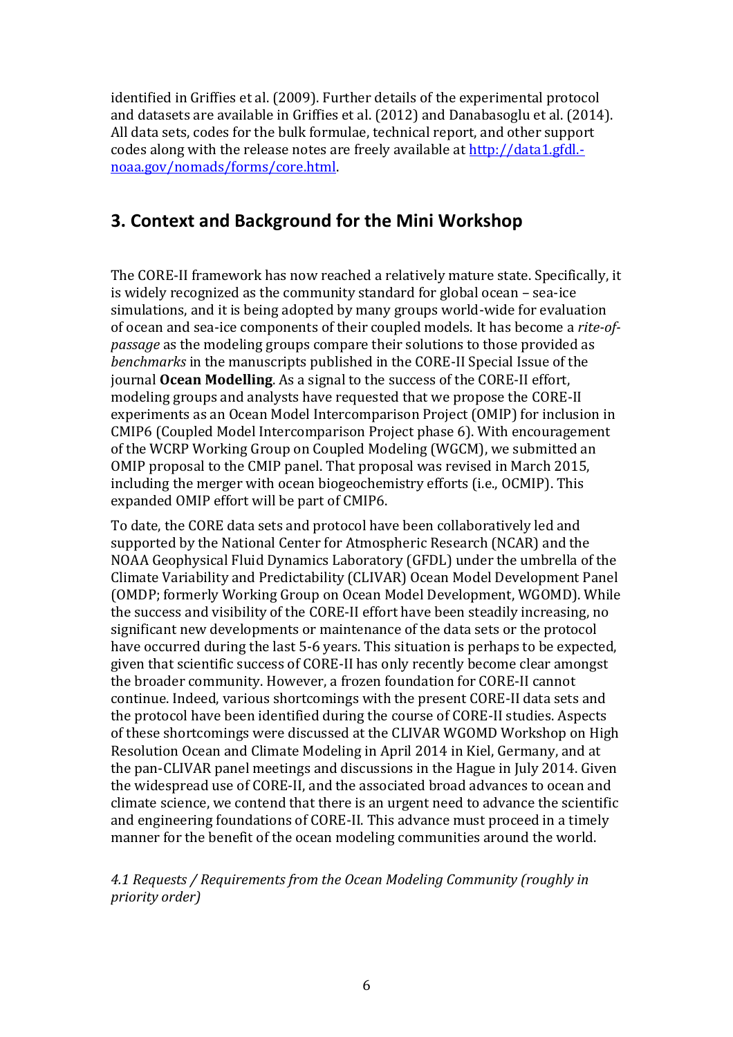identified in Griffies et al. (2009). Further details of the experimental protocol and datasets are available in Griffies et al. (2012) and Danabasoglu et al. (2014). All data sets, codes for the bulk formulae, technical report, and other support codes along with the release notes are freely available at [http://data1.gfdl.noaa.gov/nomads/forms/core.html](http://data1.gfdl.noaa.gov/nomads/forms/core.html).

## 3. Context and Background for the Mini Workshop

The CORE-II framework has now reached a relatively mature state. Specifically, it is widely recognized as the community standard for global ocean – sea-ice simulations, and it is being adopted by many groups world-wide for evaluation of ocean and sea-ice components of their coupled models. It has become a *rite-of-passage* as the modeling groups compare their solutions to those provided as *benchmarks* in the manuscripts published in the CORE-II Special Issue of the journal **Ocean Modelling**. As a signal to the success of the CORE-II effort, modeling groups and analysts have requested that we propose the CORE-II experiments as an Ocean Model Intercomparison Project (OMIP) for inclusion in CMIP6 (Coupled Model Intercomparison Project phase 6). With encouragement of the WCRP Working Group on Coupled Modeling (WGCM), we submitted an OMIP proposal to the CMIP panel. That proposal was revised in March 2015, including the merger with ocean biogeochemistry efforts (i.e., OCMIP). This expanded OMIP effort will be part of CMIP6.

To date, the CORE data sets and protocol have been collaboratively led and supported by the National Center for Atmospheric Research (NCAR) and the NOAA Geophysical Fluid Dynamics Laboratory (GFDL) under the umbrella of the Climate Variability and Predictability (CLIVAR) Ocean Model Development Panel (OMDP; formerly Working Group on Ocean Model Development, WGOMD). While the success and visibility of the CORE-II effort have been steadily increasing, no significant new developments or maintenance of the data sets or the protocol have occurred during the last 5-6 years. This situation is perhaps to be expected, given that scientific success of CORE-II has only recently become clear amongst the broader community. However, a frozen foundation for CORE-II cannot continue. Indeed, various shortcomings with the present CORE-II data sets and the protocol have been identified during the course of CORE-II studies. Aspects of these shortcomings were discussed at the CLIVAR WGOMD Workshop on High Resolution Ocean and Climate Modeling in April 2014 in Kiel, Germany, and at the pan-CLIVAR panel meetings and discussions in the Hague in July 2014. Given the widespread use of CORE-II, and the associated broad advances to ocean and climate science, we contend that there is an urgent need to advance the scientific and engineering foundations of CORE-II. This advance must proceed in a timely manner for the benefit of the ocean modeling communities around the world.

*4.1 Requests / Requirements from the Ocean Modeling Community (roughly in priority order)*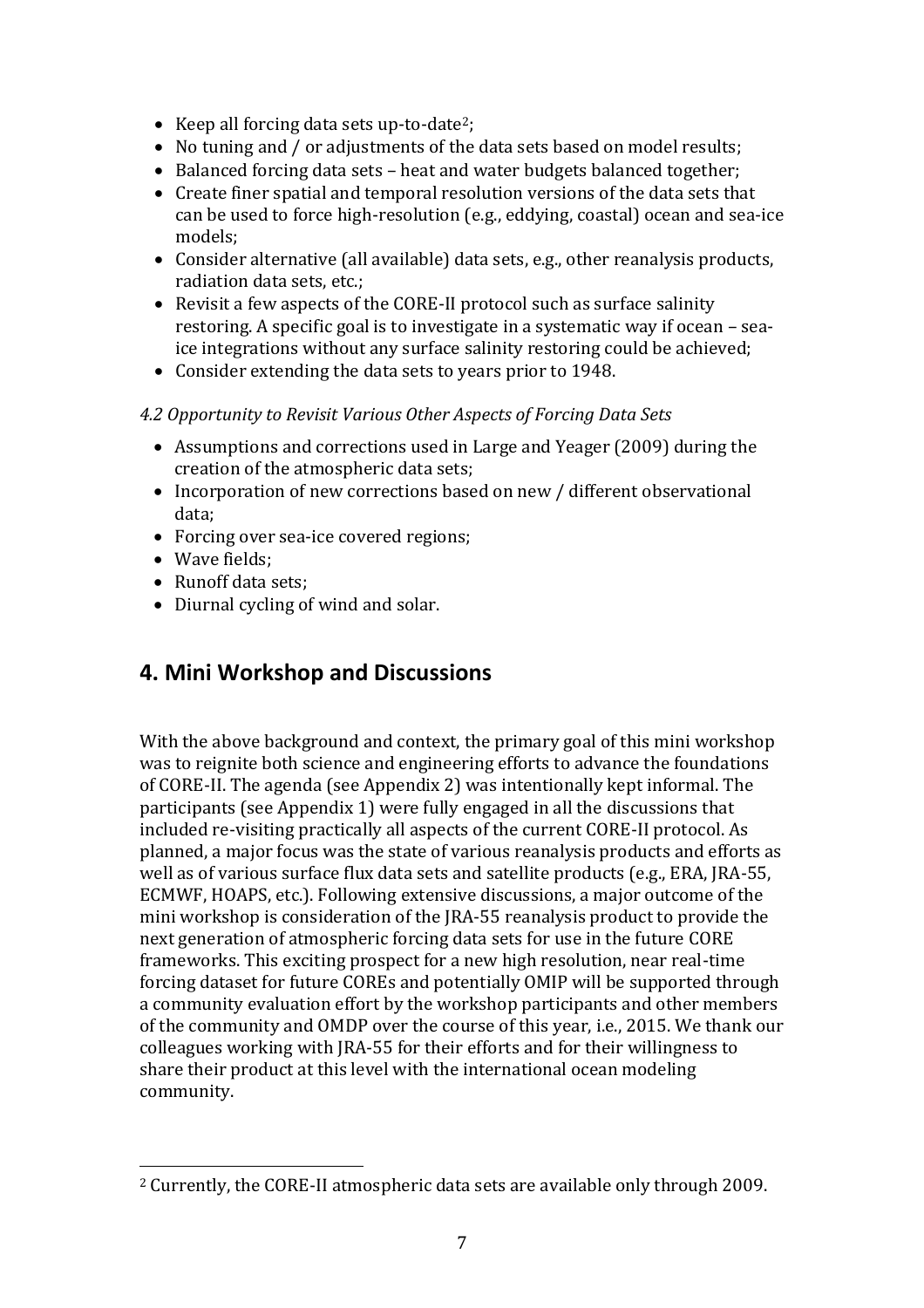- Keep all forcing data sets up-to-date[2];
- No tuning and / or adjustments of the data sets based on model results;
- Balanced forcing data sets – heat and water budgets balanced together;
- Create finer spatial and temporal resolution versions of the data sets that can be used to force high-resolution (e.g., eddying, coastal) ocean and sea-ice models;
- Consider alternative (all available) data sets, e.g., other reanalysis products, radiation data sets, etc.;
- Revisit a few aspects of the CORE-II protocol such as surface salinity restoring. A specific goal is to investigate in a systematic way if ocean – sea-ice integrations without any surface salinity restoring could be achieved;
- Consider extending the data sets to years prior to 1948.

*4.2 Opportunity to Revisit Various Other Aspects of Forcing Data Sets*

- Assumptions and corrections used in Large and Yeager (2009) during the creation of the atmospheric data sets;
- Incorporation of new corrections based on new / different observational data;
- Forcing over sea-ice covered regions;
- Wave fields;
- Runoff data sets;
- Diurnal cycling of wind and solar.

## 4. Mini Workshop and Discussions

With the above background and context, the primary goal of this mini workshop was to reignite both science and engineering efforts to advance the foundations of CORE-II. The agenda (see Appendix 2) was intentionally kept informal. The participants (see Appendix 1) were fully engaged in all the discussions that included re-visiting practically all aspects of the current CORE-II protocol. As planned, a major focus was the state of various reanalysis products and efforts as well as of various surface flux data sets and satellite products (e.g., ERA, JRA-55, ECMWF, HOAPS, etc.). Following extensive discussions, a major outcome of the mini workshop is consideration of the JRA-55 reanalysis product to provide the next generation of atmospheric forcing data sets for use in the future CORE frameworks. This exciting prospect for a new high resolution, near real-time forcing dataset for future COREs and potentially OMIP will be supported through a community evaluation effort by the workshop participants and other members of the community and OMDP over the course of this year, i.e., 2015. We thank our colleagues working with JRA-55 for their efforts and for their willingness to share their product at this level with the international ocean modeling community.

[2] Currently, the CORE-II atmospheric data sets are available only through 2009.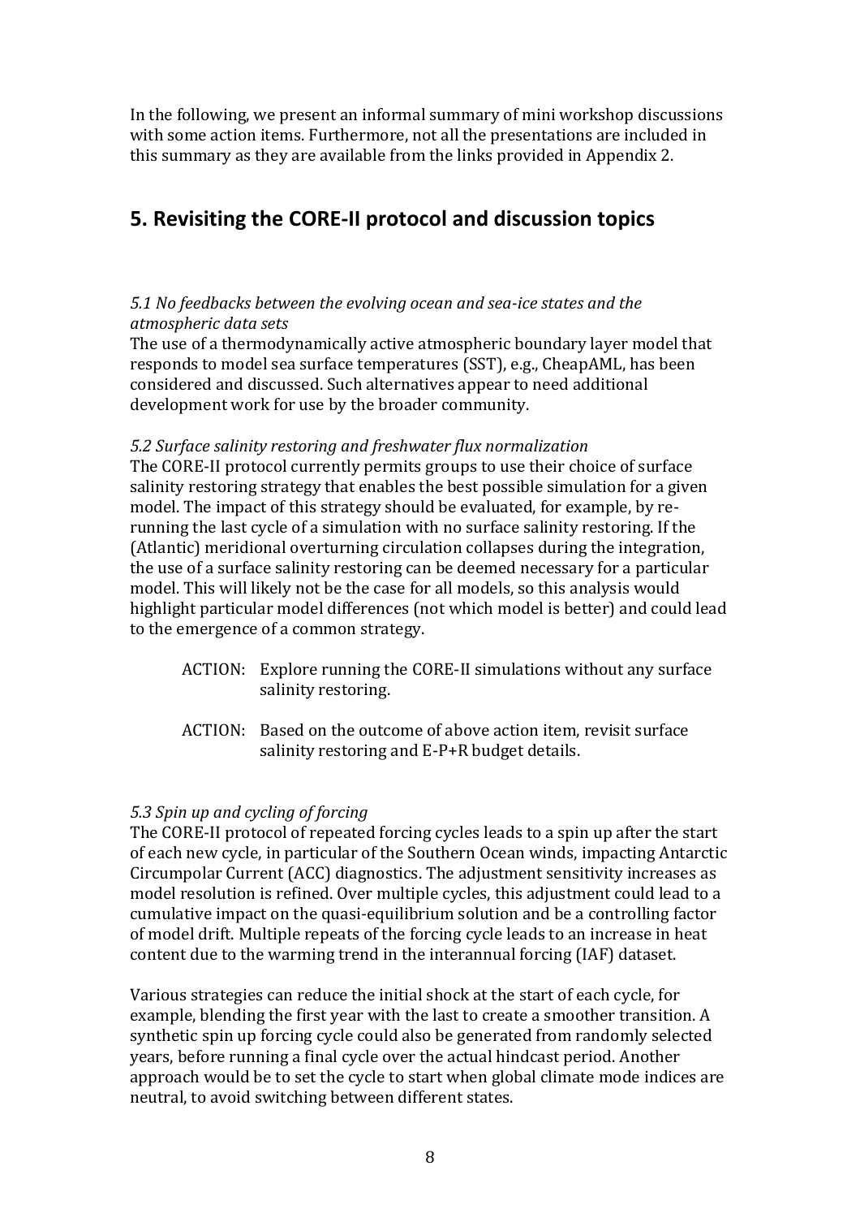In the following, we present an informal summary of mini workshop discussions with some action items. Furthermore, not all the presentations are included in this summary as they are available from the links provided in Appendix 2.

## 5. Revisiting the CORE-II protocol and discussion topics

*5.1 No feedbacks between the evolving ocean and sea-ice states and the atmospheric data sets*

The use of a thermodynamically active atmospheric boundary layer model that responds to model sea surface temperatures (SST), e.g., CheapAML, has been considered and discussed. Such alternatives appear to need additional development work for use by the broader community.

*5.2 Surface salinity restoring and freshwater flux normalization*

The CORE-II protocol currently permits groups to use their choice of surface salinity restoring strategy that enables the best possible simulation for a given model. The impact of this strategy should be evaluated, for example, by re-running the last cycle of a simulation with no surface salinity restoring. If the (Atlantic) meridional overturning circulation collapses during the integration, the use of a surface salinity restoring can be deemed necessary for a particular model. This will likely not be the case for all models, so this analysis would highlight particular model differences (not which model is better) and could lead to the emergence of a common strategy.

ACTION: Explore running the CORE-II simulations without any surface salinity restoring.

ACTION: Based on the outcome of above action item, revisit surface salinity restoring and E-P+R budget details.

*5.3 Spin up and cycling of forcing*

The CORE-II protocol of repeated forcing cycles leads to a spin up after the start of each new cycle, in particular of the Southern Ocean winds, impacting Antarctic Circumpolar Current (ACC) diagnostics. The adjustment sensitivity increases as model resolution is refined. Over multiple cycles, this adjustment could lead to a cumulative impact on the quasi-equilibrium solution and be a controlling factor of model drift. Multiple repeats of the forcing cycle leads to an increase in heat content due to the warming trend in the interannual forcing (IAF) dataset.

Various strategies can reduce the initial shock at the start of each cycle, for example, blending the first year with the last to create a smoother transition. A synthetic spin up forcing cycle could also be generated from randomly selected years, before running a final cycle over the actual hindcast period. Another approach would be to set the cycle to start when global climate mode indices are neutral, to avoid switching between different states.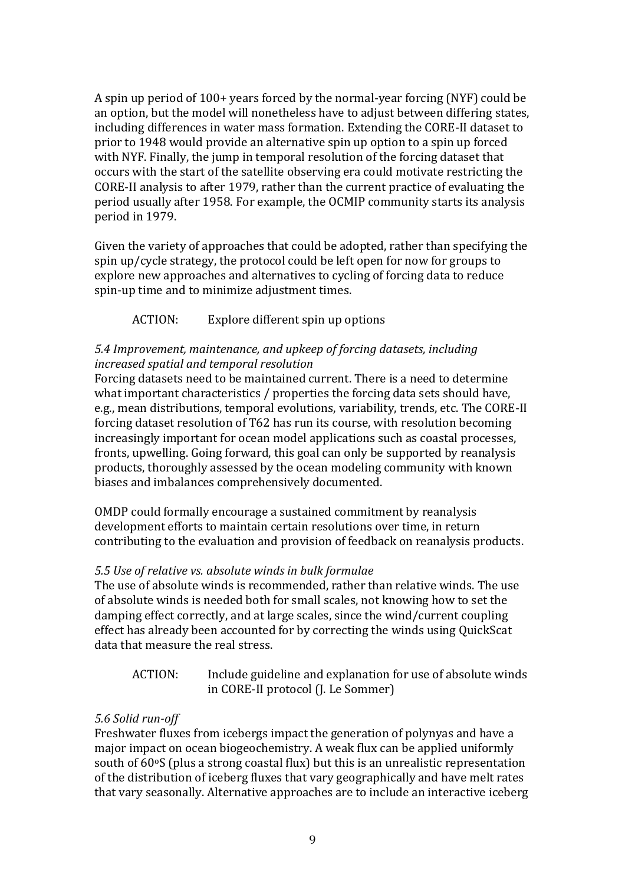A spin up period of 100+ years forced by the normal-year forcing (NYF) could be an option, but the model will nonetheless have to adjust between differing states, including differences in water mass formation. Extending the CORE-II dataset to prior to 1948 would provide an alternative spin up option to a spin up forced with NYF. Finally, the jump in temporal resolution of the forcing dataset that occurs with the start of the satellite observing era could motivate restricting the CORE-II analysis to after 1979, rather than the current practice of evaluating the period usually after 1958. For example, the OCMIP community starts its analysis period in 1979.

Given the variety of approaches that could be adopted, rather than specifying the spin up/cycle strategy, the protocol could be left open for now for groups to explore new approaches and alternatives to cycling of forcing data to reduce spin-up time and to minimize adjustment times.

ACTION: Explore different spin up options

*5.4 Improvement, maintenance, and upkeep of forcing datasets, including increased spatial and temporal resolution*

Forcing datasets need to be maintained current. There is a need to determine what important characteristics / properties the forcing data sets should have, e.g., mean distributions, temporal evolutions, variability, trends, etc. The CORE-II forcing dataset resolution of T62 has run its course, with resolution becoming increasingly important for ocean model applications such as coastal processes, fronts, upwelling. Going forward, this goal can only be supported by reanalysis products, thoroughly assessed by the ocean modeling community with known biases and imbalances comprehensively documented.

OMDP could formally encourage a sustained commitment by reanalysis development efforts to maintain certain resolutions over time, in return contributing to the evaluation and provision of feedback on reanalysis products.

*5.5 Use of relative vs. absolute winds in bulk formulae*

The use of absolute winds is recommended, rather than relative winds. The use of absolute winds is needed both for small scales, not knowing how to set the damping effect correctly, and at large scales, since the wind/current coupling effect has already been accounted for by correcting the winds using QuickScat data that measure the real stress.

ACTION: Include guideline and explanation for use of absolute winds in CORE-II protocol (J. Le Sommer)

*5.6 Solid run-off*

Freshwater fluxes from icebergs impact the generation of polynyas and have a major impact on ocean biogeochemistry. A weak flux can be applied uniformly south of 60°S (plus a strong coastal flux) but this is an unrealistic representation of the distribution of iceberg fluxes that vary geographically and have melt rates that vary seasonally. Alternative approaches are to include an interactive iceberg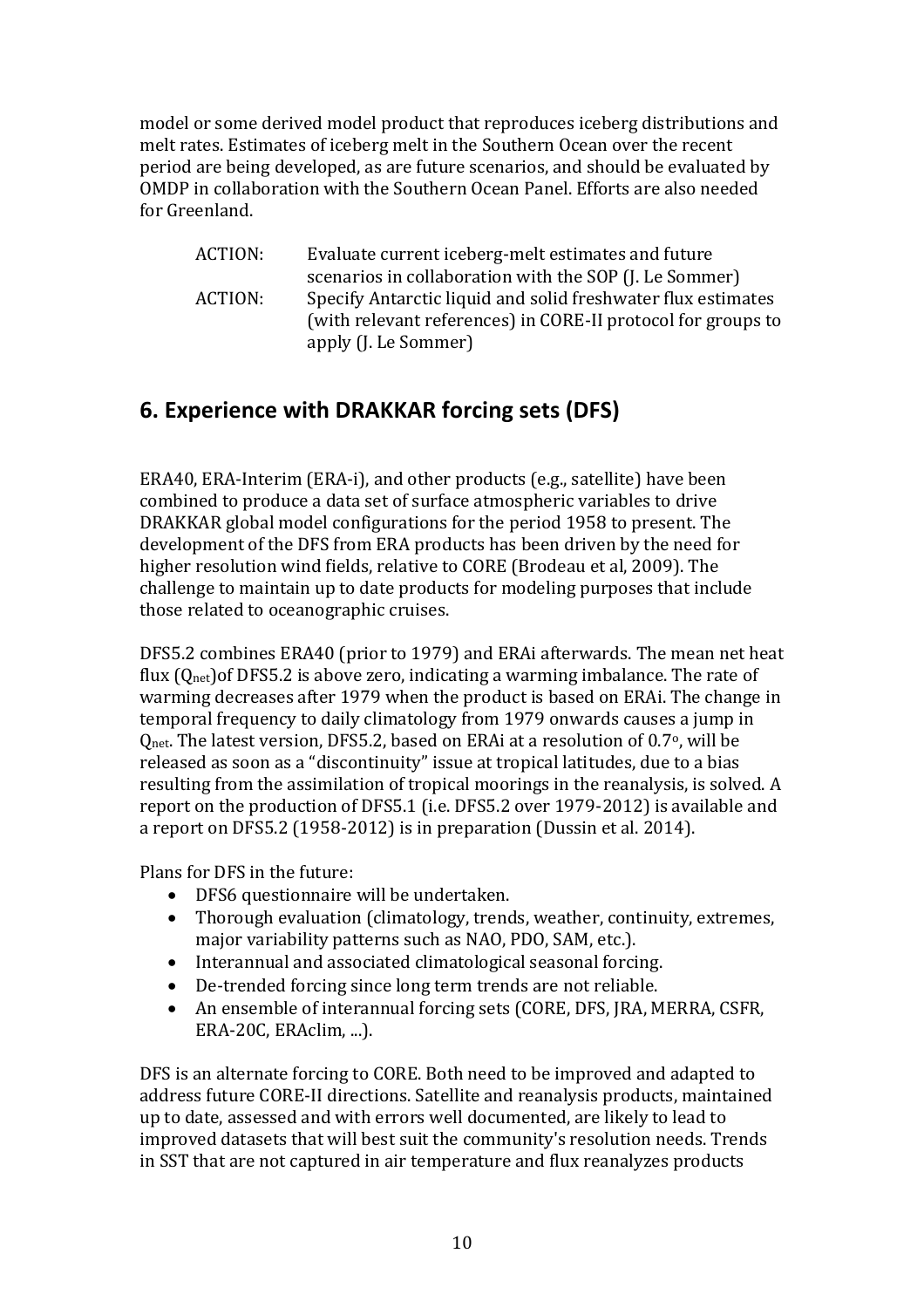model or some derived model product that reproduces iceberg distributions and melt rates. Estimates of iceberg melt in the Southern Ocean over the recent period are being developed, as are future scenarios, and should be evaluated by OMDP in collaboration with the Southern Ocean Panel. Efforts are also needed for Greenland.

ACTION: Evaluate current iceberg-melt estimates and future scenarios in collaboration with the SOP (J. Le Sommer)

ACTION: Specify Antarctic liquid and solid freshwater flux estimates (with relevant references) in CORE-II protocol for groups to apply (J. Le Sommer)

## 6. Experience with DRAKKAR forcing sets (DFS)

ERA40, ERA-Interim (ERA-i), and other products (e.g., satellite) have been combined to produce a data set of surface atmospheric variables to drive DRAKKAR global model configurations for the period 1958 to present. The development of the DFS from ERA products has been driven by the need for higher resolution wind fields, relative to CORE (Brodeau et al, 2009). The challenge to maintain up to date products for modeling purposes that include those related to oceanographic cruises.

DFS5.2 combines ERA40 (prior to 1979) and ERAi afterwards. The mean net heat flux ($Q_{net}$)of DFS5.2 is above zero, indicating a warming imbalance. The rate of warming decreases after 1979 when the product is based on ERAi. The change in temporal frequency to daily climatology from 1979 onwards causes a jump in $Q_{net}$. The latest version, DFS5.2, based on ERAi at a resolution of 0.7$^{o}$, will be released as soon as a "discontinuity" issue at tropical latitudes, due to a bias resulting from the assimilation of tropical moorings in the reanalysis, is solved. A report on the production of DFS5.1 (i.e. DFS5.2 over 1979-2012) is available and a report on DFS5.2 (1958-2012) is in preparation (Dussin et al. 2014).

Plans for DFS in the future:

- DFS6 questionnaire will be undertaken.
- Thorough evaluation (climatology, trends, weather, continuity, extremes, major variability patterns such as NAO, PDO, SAM, etc.).
- Interannual and associated climatological seasonal forcing.
- De-trended forcing since long term trends are not reliable.
- An ensemble of interannual forcing sets (CORE, DFS, JRA, MERRA, CSFR, ERA-20C, ERAclim, ...).

DFS is an alternate forcing to CORE. Both need to be improved and adapted to address future CORE-II directions. Satellite and reanalysis products, maintained up to date, assessed and with errors well documented, are likely to lead to improved datasets that will best suit the community's resolution needs. Trends in SST that are not captured in air temperature and flux reanalyzes products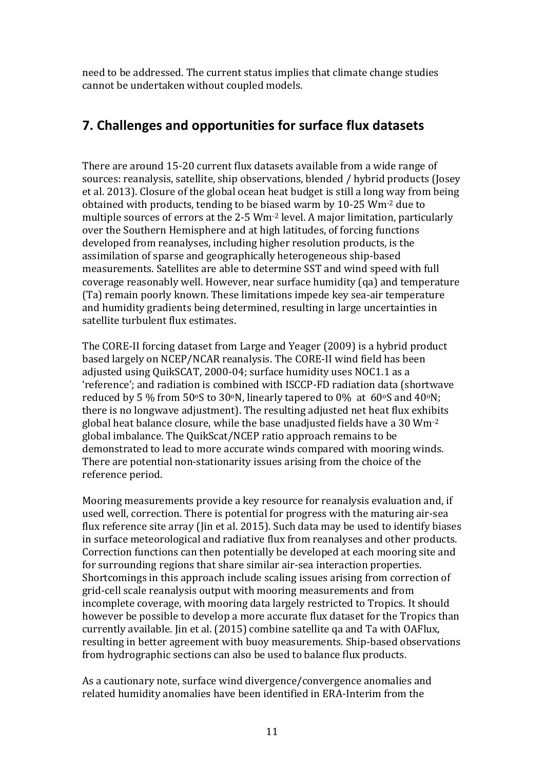need to be addressed. The current status implies that climate change studies cannot be undertaken without coupled models.

## 7. Challenges and opportunities for surface flux datasets

There are around 15-20 current flux datasets available from a wide range of sources: reanalysis, satellite, ship observations, blended / hybrid products (Josey et al. 2013). Closure of the global ocean heat budget is still a long way from being obtained with products, tending to be biased warm by 10-25 $Wm^{-2}$ due to multiple sources of errors at the 2-5 $Wm^{-2}$ level. A major limitation, particularly over the Southern Hemisphere and at high latitudes, of forcing functions developed from reanalyses, including higher resolution products, is the assimilation of sparse and geographically heterogeneous ship-based measurements. Satellites are able to determine SST and wind speed with full coverage reasonably well. However, near surface humidity (qa) and temperature (Ta) remain poorly known. These limitations impede key sea-air temperature and humidity gradients being determined, resulting in large uncertainties in satellite turbulent flux estimates.

The CORE-II forcing dataset from Large and Yeager (2009) is a hybrid product based largely on NCEP/NCAR reanalysis. The CORE-II wind field has been adjusted using QuikSCAT, 2000-04; surface humidity uses NOC1.1 as a 'reference'; and radiation is combined with ISCCP-FD radiation data (shortwave reduced by 5 % from 50$^{o}$S to 30$^{o}$N, linearly tapered to 0% at 60$^{o}$S and 40$^{o}$N; there is no longwave adjustment). The resulting adjusted net heat flux exhibits global heat balance closure, while the base unadjusted fields have a 30 $Wm^{-2}$ global imbalance. The QuikScat/NCEP ratio approach remains to be demonstrated to lead to more accurate winds compared with mooring winds. There are potential non-stationarity issues arising from the choice of the reference period.

Mooring measurements provide a key resource for reanalysis evaluation and, if used well, correction. There is potential for progress with the maturing air-sea flux reference site array (Jin et al. 2015). Such data may be used to identify biases in surface meteorological and radiative flux from reanalyses and other products. Correction functions can then potentially be developed at each mooring site and for surrounding regions that share similar air-sea interaction properties. Shortcomings in this approach include scaling issues arising from correction of grid-cell scale reanalysis output with mooring measurements and from incomplete coverage, with mooring data largely restricted to Tropics. It should however be possible to develop a more accurate flux dataset for the Tropics than currently available. Jin et al. (2015) combine satellite qa and Ta with OAFlux, resulting in better agreement with buoy measurements. Ship-based observations from hydrographic sections can also be used to balance flux products.

As a cautionary note, surface wind divergence/convergence anomalies and related humidity anomalies have been identified in ERA-Interim from the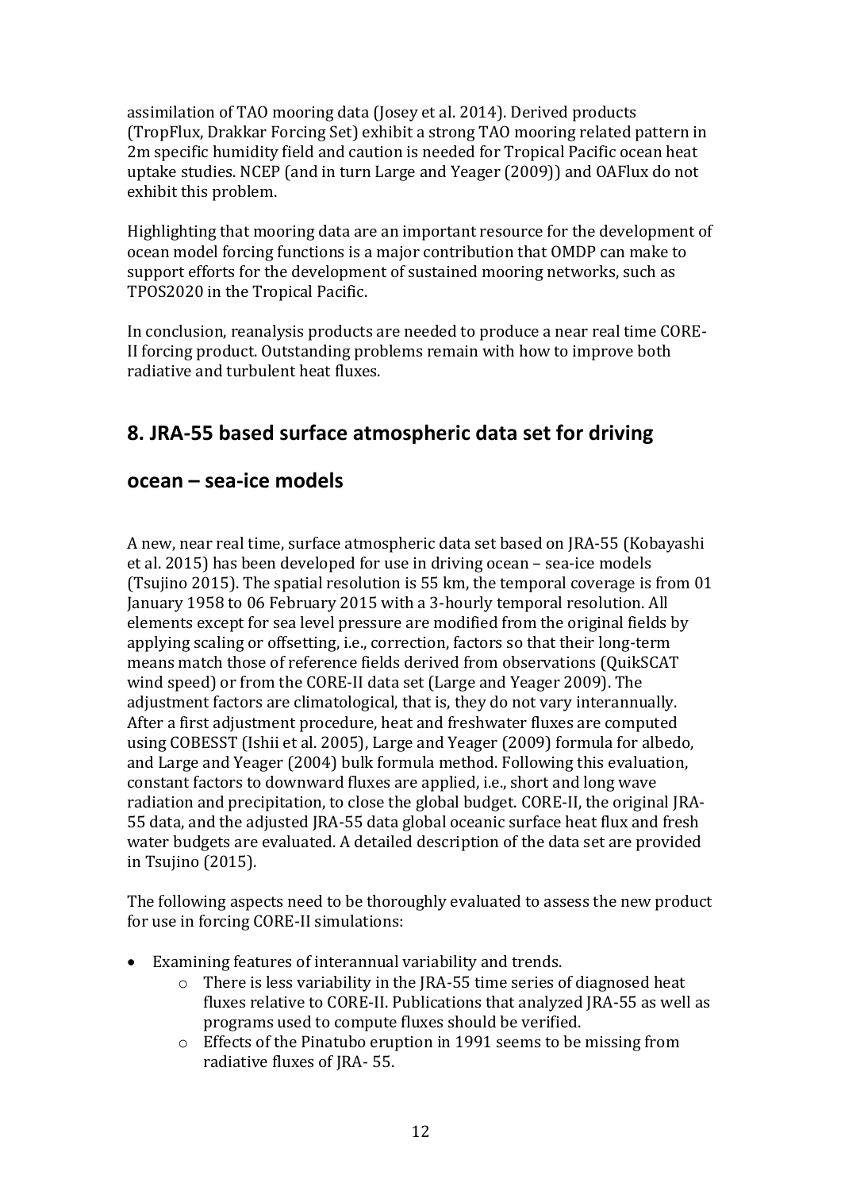assimilation of TAO mooring data (Josey et al. 2014). Derived products (TropFlux, Drakkar Forcing Set) exhibit a strong TAO mooring related pattern in 2m specific humidity field and caution is needed for Tropical Pacific ocean heat uptake studies. NCEP (and in turn Large and Yeager (2009)) and OAFlux do not exhibit this problem.

Highlighting that mooring data are an important resource for the development of ocean model forcing functions is a major contribution that OMDP can make to support efforts for the development of sustained mooring networks, such as TPOS2020 in the Tropical Pacific.

In conclusion, reanalysis products are needed to produce a near real time CORE-II forcing product. Outstanding problems remain with how to improve both radiative and turbulent heat fluxes.

## 8. JRA-55 based surface atmospheric data set for driving ocean – sea-ice models

A new, near real time, surface atmospheric data set based on JRA-55 (Kobayashi et al. 2015) has been developed for use in driving ocean – sea-ice models (Tsujino 2015). The spatial resolution is 55 km, the temporal coverage is from 01 January 1958 to 06 February 2015 with a 3-hourly temporal resolution. All elements except for sea level pressure are modified from the original fields by applying scaling or offsetting, i.e., correction, factors so that their long-term means match those of reference fields derived from observations (QuikSCAT wind speed) or from the CORE-II data set (Large and Yeager 2009). The adjustment factors are climatological, that is, they do not vary interannually. After a first adjustment procedure, heat and freshwater fluxes are computed using COBESST (Ishii et al. 2005), Large and Yeager (2009) formula for albedo, and Large and Yeager (2004) bulk formula method. Following this evaluation, constant factors to downward fluxes are applied, i.e., short and long wave radiation and precipitation, to close the global budget. CORE-II, the original JRA-55 data, and the adjusted JRA-55 data global oceanic surface heat flux and fresh water budgets are evaluated. A detailed description of the data set are provided in Tsujino (2015).

The following aspects need to be thoroughly evaluated to assess the new product for use in forcing CORE-II simulations:

- Examining features of interannual variability and trends.
    - There is less variability in the JRA-55 time series of diagnosed heat fluxes relative to CORE-II. Publications that analyzed JRA-55 as well as programs used to compute fluxes should be verified.
    - Effects of the Pinatubo eruption in 1991 seems to be missing from radiative fluxes of JRA- 55.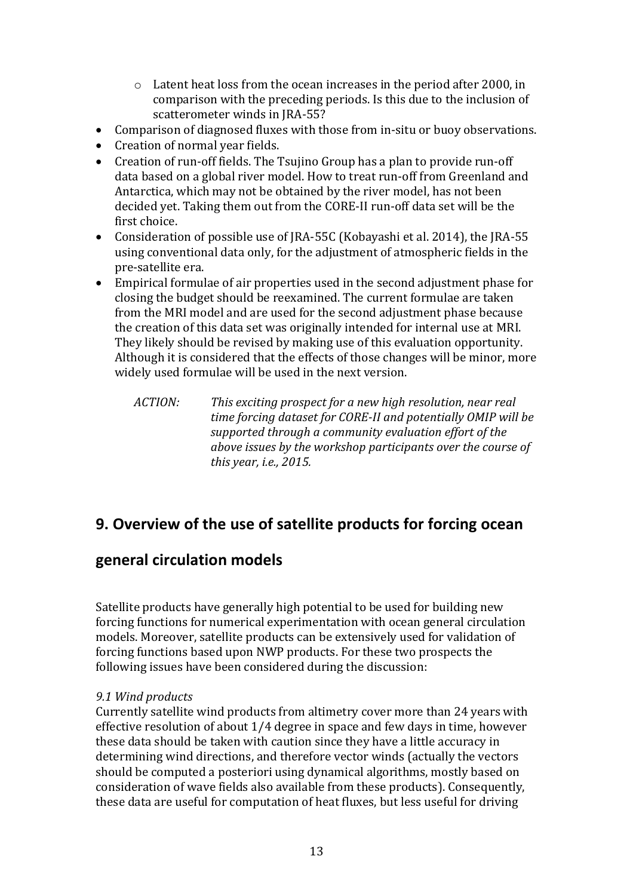- Latent heat loss from the ocean increases in the period after 2000, in comparison with the preceding periods. Is this due to the inclusion of scatterometer winds in JRA-55?
- Comparison of diagnosed fluxes with those from in-situ or buoy observations.
- Creation of normal year fields.
- Creation of run-off fields. The Tsujino Group has a plan to provide run-off data based on a global river model. How to treat run-off from Greenland and Antarctica, which may not be obtained by the river model, has not been decided yet. Taking them out from the CORE-II run-off data set will be the first choice.
- Consideration of possible use of JRA-55C (Kobayashi et al. 2014), the JRA-55 using conventional data only, for the adjustment of atmospheric fields in the pre-satellite era.
- Empirical formulae of air properties used in the second adjustment phase for closing the budget should be reexamined. The current formulae are taken from the MRI model and are used for the second adjustment phase because the creation of this data set was originally intended for internal use at MRI. They likely should be revised by making use of this evaluation opportunity. Although it is considered that the effects of those changes will be minor, more widely used formulae will be used in the next version.

*ACTION: This exciting prospect for a new high resolution, near real time forcing dataset for CORE-II and potentially OMIP will be supported through a community evaluation effort of the above issues by the workshop participants over the course of this year, i.e., 2015.*

## 9. Overview of the use of satellite products for forcing ocean general circulation models

Satellite products have generally high potential to be used for building new forcing functions for numerical experimentation with ocean general circulation models. Moreover, satellite products can be extensively used for validation of forcing functions based upon NWP products. For these two prospects the following issues have been considered during the discussion:

*9.1 Wind products*

Currently satellite wind products from altimetry cover more than 24 years with effective resolution of about 1/4 degree in space and few days in time, however these data should be taken with caution since they have a little accuracy in determining wind directions, and therefore vector winds (actually the vectors should be computed a posteriori using dynamical algorithms, mostly based on consideration of wave fields also available from these products). Consequently, these data are useful for computation of heat fluxes, but less useful for driving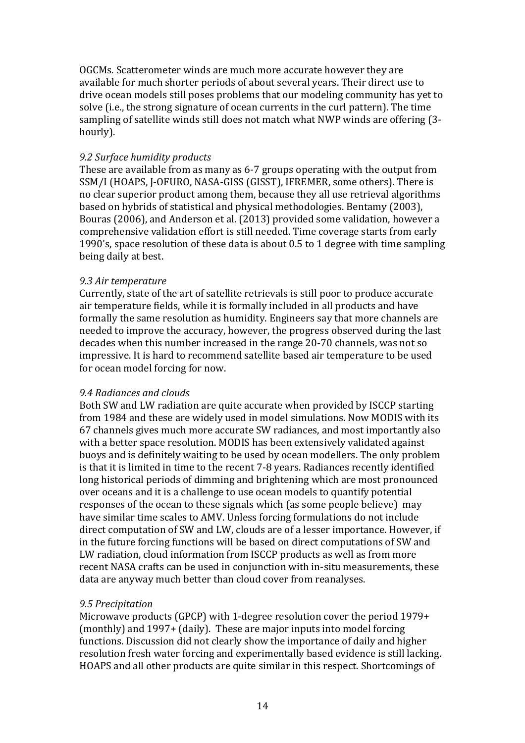OGCMs. Scatterometer winds are much more accurate however they are available for much shorter periods of about several years. Their direct use to drive ocean models still poses problems that our modeling community has yet to solve (i.e., the strong signature of ocean currents in the curl pattern). The time sampling of satellite winds still does not match what NWP winds are offering (3-hourly).

*9.2 Surface humidity products*

These are available from as many as 6-7 groups operating with the output from SSM/I (HOAPS, J-OFURO, NASA-GISS (GISST), IFREMER, some others). There is no clear superior product among them, because they all use retrieval algorithms based on hybrids of statistical and physical methodologies. Bentamy (2003), Bouras (2006), and Anderson et al. (2013) provided some validation, however a comprehensive validation effort is still needed. Time coverage starts from early 1990's, space resolution of these data is about 0.5 to 1 degree with time sampling being daily at best.

*9.3 Air temperature*

Currently, state of the art of satellite retrievals is still poor to produce accurate air temperature fields, while it is formally included in all products and have formally the same resolution as humidity. Engineers say that more channels are needed to improve the accuracy, however, the progress observed during the last decades when this number increased in the range 20-70 channels, was not so impressive. It is hard to recommend satellite based air temperature to be used for ocean model forcing for now.

*9.4 Radiances and clouds*

Both SW and LW radiation are quite accurate when provided by ISCCP starting from 1984 and these are widely used in model simulations. Now MODIS with its 67 channels gives much more accurate SW radiances, and most importantly also with a better space resolution. MODIS has been extensively validated against buoys and is definitely waiting to be used by ocean modellers. The only problem is that it is limited in time to the recent 7-8 years. Radiances recently identified long historical periods of dimming and brightening which are most pronounced over oceans and it is a challenge to use ocean models to quantify potential responses of the ocean to these signals which (as some people believe) may have similar time scales to AMV. Unless forcing formulations do not include direct computation of SW and LW, clouds are of a lesser importance. However, if in the future forcing functions will be based on direct computations of SW and LW radiation, cloud information from ISCCP products as well as from more recent NASA crafts can be used in conjunction with in-situ measurements, these data are anyway much better than cloud cover from reanalyses.

*9.5 Precipitation*

Microwave products (GPCP) with 1-degree resolution cover the period 1979+ (monthly) and 1997+ (daily). These are major inputs into model forcing functions. Discussion did not clearly show the importance of daily and higher resolution fresh water forcing and experimentally based evidence is still lacking. HOAPS and all other products are quite similar in this respect. Shortcomings of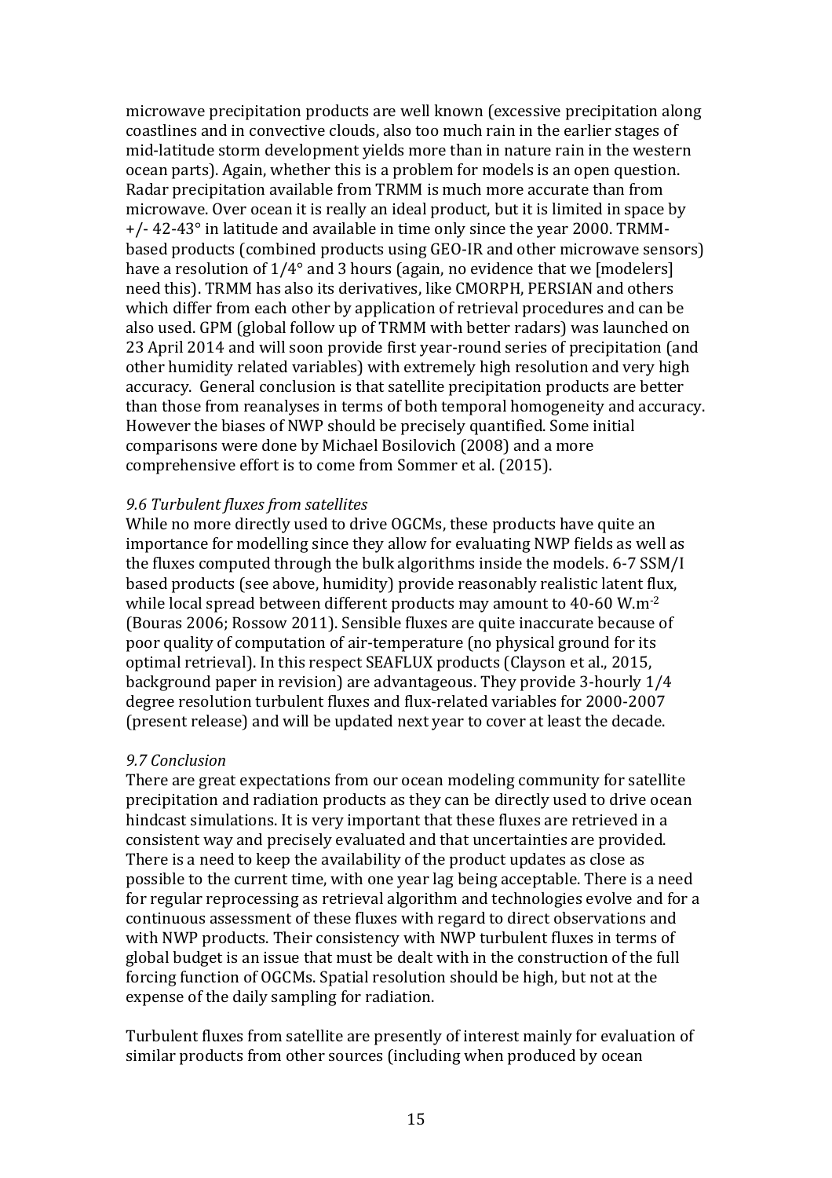microwave precipitation products are well known (excessive precipitation along coastlines and in convective clouds, also too much rain in the earlier stages of mid-latitude storm development yields more than in nature rain in the western ocean parts). Again, whether this is a problem for models is an open question. Radar precipitation available from TRMM is much more accurate than from microwave. Over ocean it is really an ideal product, but it is limited in space by +/- 42-43° in latitude and available in time only since the year 2000. TRMM-based products (combined products using GEO-IR and other microwave sensors) have a resolution of 1/4° and 3 hours (again, no evidence that we [modelers] need this). TRMM has also its derivatives, like CMORPH, PERSIAN and others which differ from each other by application of retrieval procedures and can be also used. GPM (global follow up of TRMM with better radars) was launched on 23 April 2014 and will soon provide first year-round series of precipitation (and other humidity related variables) with extremely high resolution and very high accuracy. General conclusion is that satellite precipitation products are better than those from reanalyses in terms of both temporal homogeneity and accuracy. However the biases of NWP should be precisely quantified. Some initial comparisons were done by Michael Bosilovich (2008) and a more comprehensive effort is to come from Sommer et al. (2015).

*9.6 Turbulent fluxes from satellites*

While no more directly used to drive OGCMs, these products have quite an importance for modelling since they allow for evaluating NWP fields as well as the fluxes computed through the bulk algorithms inside the models. 6-7 SSM/I based products (see above, humidity) provide reasonably realistic latent flux, while local spread between different products may amount to 40-60 $W.m^{-2}$ (Bouras 2006; Rossow 2011). Sensible fluxes are quite inaccurate because of poor quality of computation of air-temperature (no physical ground for its optimal retrieval). In this respect SEAFLUX products (Clayson et al., 2015, background paper in revision) are advantageous. They provide 3-hourly 1/4 degree resolution turbulent fluxes and flux-related variables for 2000-2007 (present release) and will be updated next year to cover at least the decade.

*9.7 Conclusion*

There are great expectations from our ocean modeling community for satellite precipitation and radiation products as they can be directly used to drive ocean hindcast simulations. It is very important that these fluxes are retrieved in a consistent way and precisely evaluated and that uncertainties are provided. There is a need to keep the availability of the product updates as close as possible to the current time, with one year lag being acceptable. There is a need for regular reprocessing as retrieval algorithm and technologies evolve and for a continuous assessment of these fluxes with regard to direct observations and with NWP products. Their consistency with NWP turbulent fluxes in terms of global budget is an issue that must be dealt with in the construction of the full forcing function of OGCMs. Spatial resolution should be high, but not at the expense of the daily sampling for radiation.

Turbulent fluxes from satellite are presently of interest mainly for evaluation of similar products from other sources (including when produced by ocean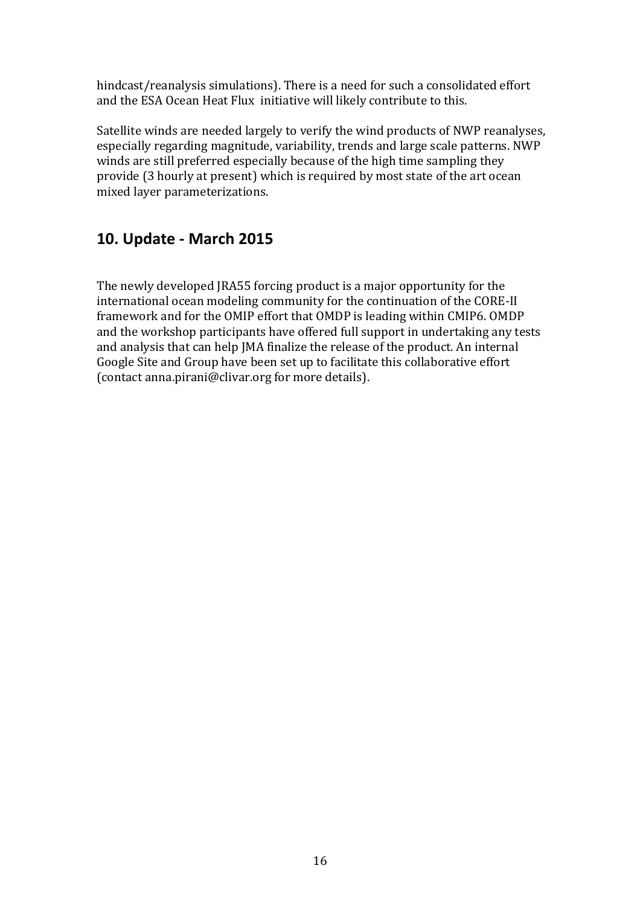hindcast/reanalysis simulations). There is a need for such a consolidated effort and the ESA Ocean Heat Flux initiative will likely contribute to this.

Satellite winds are needed largely to verify the wind products of NWP reanalyses, especially regarding magnitude, variability, trends and large scale patterns. NWP winds are still preferred especially because of the high time sampling they provide (3 hourly at present) which is required by most state of the art ocean mixed layer parameterizations.

## 10. Update - March 2015

The newly developed JRA55 forcing product is a major opportunity for the international ocean modeling community for the continuation of the CORE-II framework and for the OMIP effort that OMDP is leading within CMIP6. OMDP and the workshop participants have offered full support in undertaking any tests and analysis that can help JMA finalize the release of the product. An internal Google Site and Group have been set up to facilitate this collaborative effort (contact anna.pirani@clivar.org for more details).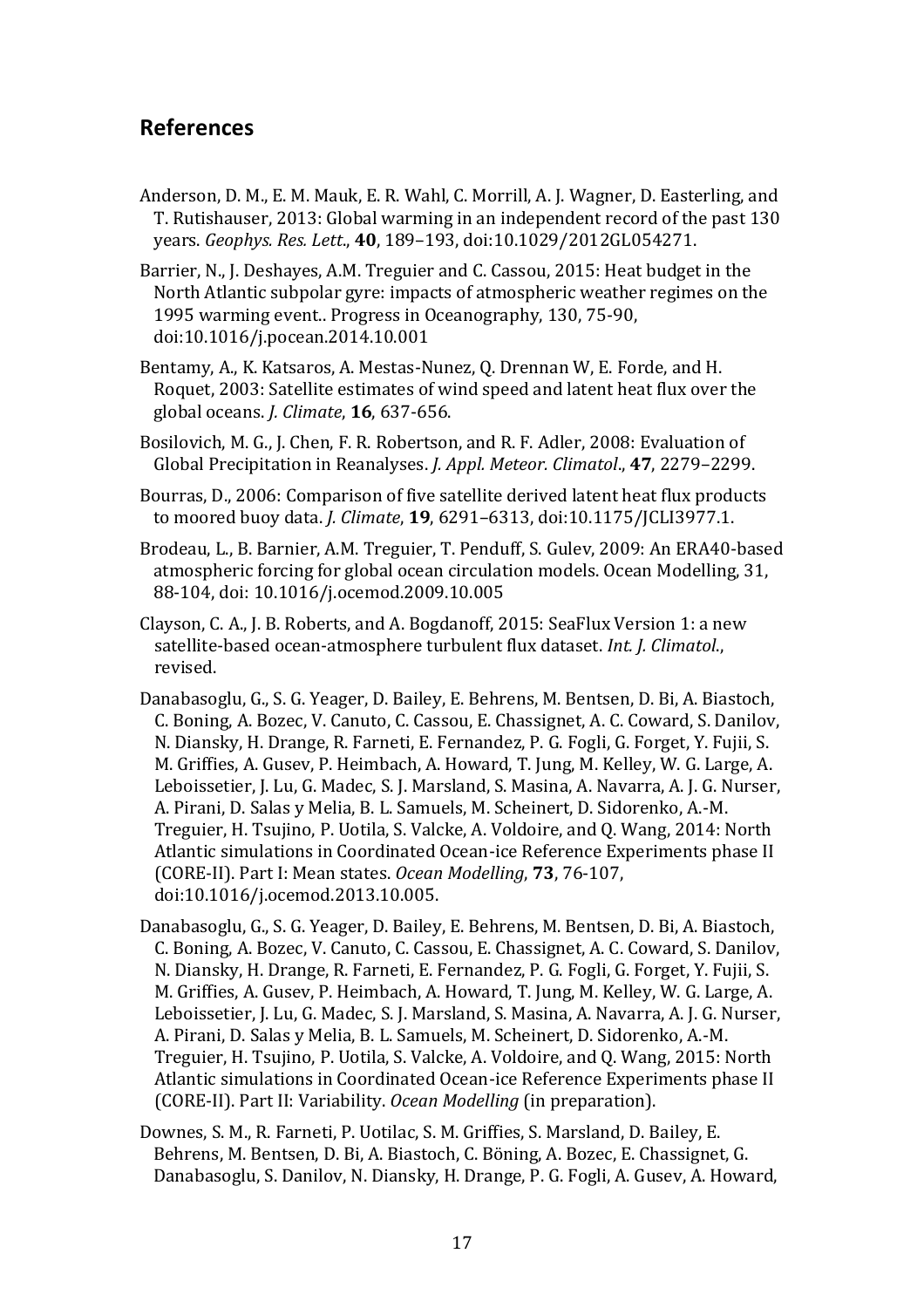## References

Anderson, D. M., E. M. Mauk, E. R. Wahl, C. Morrill, A. J. Wagner, D. Easterling, and T. Rutishauser, 2013: Global warming in an independent record of the past 130 years. *Geophys. Res. Lett*., **40**, 189–193, doi:10.1029/2012GL054271.

Barrier, N., J. Deshayes, A.M. Treguier and C. Cassou, 2015: Heat budget in the North Atlantic subpolar gyre: impacts of atmospheric weather regimes on the 1995 warming event.. Progress in Oceanography, 130, 75-90, doi:10.1016/j.pocean.2014.10.001

Bentamy, A., K. Katsaros, A. Mestas-Nunez, Q. Drennan W, E. Forde, and H. Roquet, 2003: Satellite estimates of wind speed and latent heat flux over the global oceans. *J. Climate*, **16**, 637-656.

Bosilovich, M. G., J. Chen, F. R. Robertson, and R. F. Adler, 2008: Evaluation of Global Precipitation in Reanalyses. *J. Appl. Meteor. Climatol*., **47**, 2279–2299.

Bourras, D., 2006: Comparison of five satellite derived latent heat flux products to moored buoy data. *J. Climate*, **19**, 6291–6313, doi:10.1175/JCLI3977.1.

Brodeau, L., B. Barnier, A.M. Treguier, T. Penduff, S. Gulev, 2009: An ERA40-based atmospheric forcing for global ocean circulation models. Ocean Modelling, 31, 88-104, doi: 10.1016/j.ocemod.2009.10.005

Clayson, C. A., J. B. Roberts, and A. Bogdanoff, 2015: SeaFlux Version 1: a new satellite-based ocean-atmosphere turbulent flux dataset. *Int. J. Climatol*., revised.

Danabasoglu, G., S. G. Yeager, D. Bailey, E. Behrens, M. Bentsen, D. Bi, A. Biastoch, C. Boning, A. Bozec, V. Canuto, C. Cassou, E. Chassignet, A. C. Coward, S. Danilov, N. Diansky, H. Drange, R. Farneti, E. Fernandez, P. G. Fogli, G. Forget, Y. Fujii, S. M. Griffies, A. Gusev, P. Heimbach, A. Howard, T. Jung, M. Kelley, W. G. Large, A. Leboissetier, J. Lu, G. Madec, S. J. Marsland, S. Masina, A. Navarra, A. J. G. Nurser, A. Pirani, D. Salas y Melia, B. L. Samuels, M. Scheinert, D. Sidorenko, A.-M. Treguier, H. Tsujino, P. Uotila, S. Valcke, A. Voldoire, and Q. Wang, 2014: North Atlantic simulations in Coordinated Ocean-ice Reference Experiments phase II (CORE-II). Part I: Mean states. *Ocean Modelling*, **73**, 76-107, doi:10.1016/j.ocemod.2013.10.005.

Danabasoglu, G., S. G. Yeager, D. Bailey, E. Behrens, M. Bentsen, D. Bi, A. Biastoch, C. Boning, A. Bozec, V. Canuto, C. Cassou, E. Chassignet, A. C. Coward, S. Danilov, N. Diansky, H. Drange, R. Farneti, E. Fernandez, P. G. Fogli, G. Forget, Y. Fujii, S. M. Griffies, A. Gusev, P. Heimbach, A. Howard, T. Jung, M. Kelley, W. G. Large, A. Leboissetier, J. Lu, G. Madec, S. J. Marsland, S. Masina, A. Navarra, A. J. G. Nurser, A. Pirani, D. Salas y Melia, B. L. Samuels, M. Scheinert, D. Sidorenko, A.-M. Treguier, H. Tsujino, P. Uotila, S. Valcke, A. Voldoire, and Q. Wang, 2015: North Atlantic simulations in Coordinated Ocean-ice Reference Experiments phase II (CORE-II). Part II: Variability. *Ocean Modelling* (in preparation).

Downes, S. M., R. Farneti, P. Uotilac, S. M. Griffies, S. Marsland, D. Bailey, E. Behrens, M. Bentsen, D. Bi, A. Biastoch, C. Böning, A. Bozec, E. Chassignet, G. Danabasoglu, S. Danilov, N. Diansky, H. Drange, P. G. Fogli, A. Gusev, A. Howard,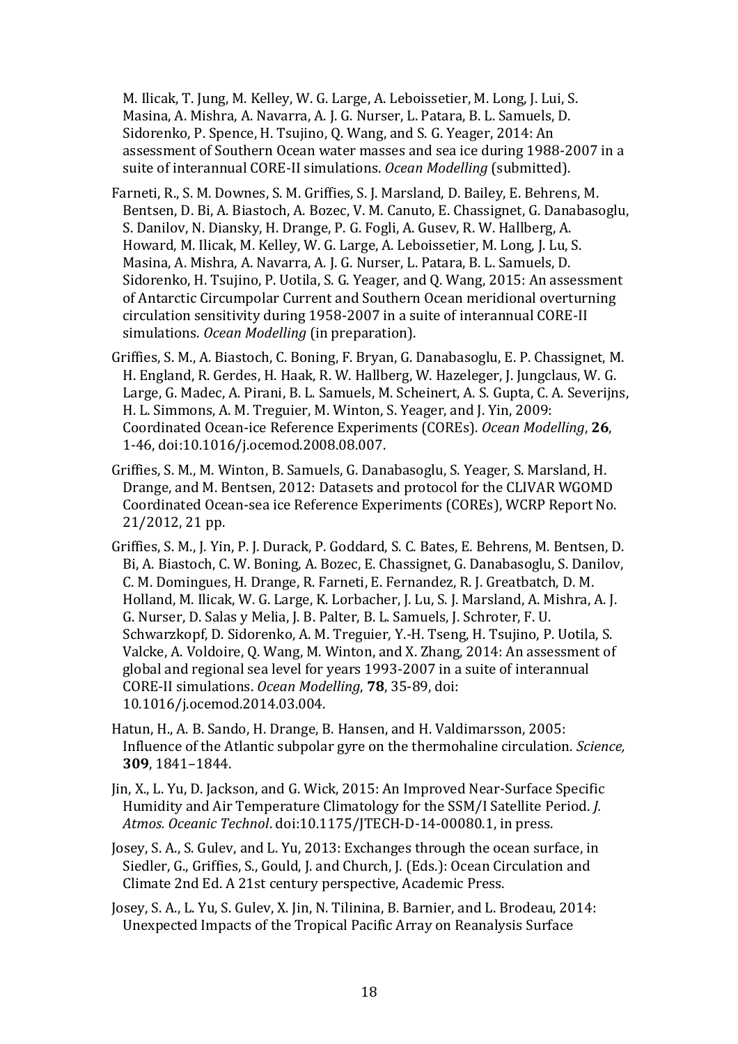M. Ilicak, T. Jung, M. Kelley, W. G. Large, A. Leboissetier, M. Long, J. Lui, S. Masina, A. Mishra, A. Navarra, A. J. G. Nurser, L. Patara, B. L. Samuels, D. Sidorenko, P. Spence, H. Tsujino, Q. Wang, and S. G. Yeager, 2014: An assessment of Southern Ocean water masses and sea ice during 1988-2007 in a suite of interannual CORE-II simulations. *Ocean Modelling* (submitted).

Farneti, R., S. M. Downes, S. M. Griffies, S. J. Marsland, D. Bailey, E. Behrens, M. Bentsen, D. Bi, A. Biastoch, A. Bozec, V. M. Canuto, E. Chassignet, G. Danabasoglu, S. Danilov, N. Diansky, H. Drange, P. G. Fogli, A. Gusev, R. W. Hallberg, A. Howard, M. Ilicak, M. Kelley, W. G. Large, A. Leboissetier, M. Long, J. Lu, S. Masina, A. Mishra, A. Navarra, A. J. G. Nurser, L. Patara, B. L. Samuels, D. Sidorenko, H. Tsujino, P. Uotila, S. G. Yeager, and Q. Wang, 2015: An assessment of Antarctic Circumpolar Current and Southern Ocean meridional overturning circulation sensitivity during 1958-2007 in a suite of interannual CORE-II simulations. *Ocean Modelling* (in preparation).

Griffies, S. M., A. Biastoch, C. Boning, F. Bryan, G. Danabasoglu, E. P. Chassignet, M. H. England, R. Gerdes, H. Haak, R. W. Hallberg, W. Hazeleger, J. Jungclaus, W. G. Large, G. Madec, A. Pirani, B. L. Samuels, M. Scheinert, A. S. Gupta, C. A. Severijns, H. L. Simmons, A. M. Treguier, M. Winton, S. Yeager, and J. Yin, 2009: Coordinated Ocean-ice Reference Experiments (COREs). *Ocean Modelling*, **26**, 1-46, doi:10.1016/j.ocemod.2008.08.007.

Griffies, S. M., M. Winton, B. Samuels, G. Danabasoglu, S. Yeager, S. Marsland, H. Drange, and M. Bentsen, 2012: Datasets and protocol for the CLIVAR WGOMD Coordinated Ocean-sea ice Reference Experiments (COREs), WCRP Report No. 21/2012, 21 pp.

Griffies, S. M., J. Yin, P. J. Durack, P. Goddard, S. C. Bates, E. Behrens, M. Bentsen, D. Bi, A. Biastoch, C. W. Boning, A. Bozec, E. Chassignet, G. Danabasoglu, S. Danilov, C. M. Domingues, H. Drange, R. Farneti, E. Fernandez, R. J. Greatbatch, D. M. Holland, M. Ilicak, W. G. Large, K. Lorbacher, J. Lu, S. J. Marsland, A. Mishra, A. J. G. Nurser, D. Salas y Melia, J. B. Palter, B. L. Samuels, J. Schroter, F. U. Schwarzkopf, D. Sidorenko, A. M. Treguier, Y.-H. Tseng, H. Tsujino, P. Uotila, S. Valcke, A. Voldoire, Q. Wang, M. Winton, and X. Zhang, 2014: An assessment of global and regional sea level for years 1993-2007 in a suite of interannual CORE-II simulations. *Ocean Modelling*, **78**, 35-89, doi: 10.1016/j.ocemod.2014.03.004.

Hatun, H., A. B. Sando, H. Drange, B. Hansen, and H. Valdimarsson, 2005: Influence of the Atlantic subpolar gyre on the thermohaline circulation. *Science,* **309**, 1841–1844.

Jin, X., L. Yu, D. Jackson, and G. Wick, 2015: An Improved Near-Surface Specific Humidity and Air Temperature Climatology for the SSM/I Satellite Period. *J. Atmos. Oceanic Technol*. doi:10.1175/JTECH-D-14-00080.1, in press.

Josey, S. A., S. Gulev, and L. Yu, 2013: Exchanges through the ocean surface, in Siedler, G., Griffies, S., Gould, J. and Church, J. (Eds.): Ocean Circulation and Climate 2nd Ed. A 21st century perspective, Academic Press.

Josey, S. A., L. Yu, S. Gulev, X. Jin, N. Tilinina, B. Barnier, and L. Brodeau, 2014: Unexpected Impacts of the Tropical Pacific Array on Reanalysis Surface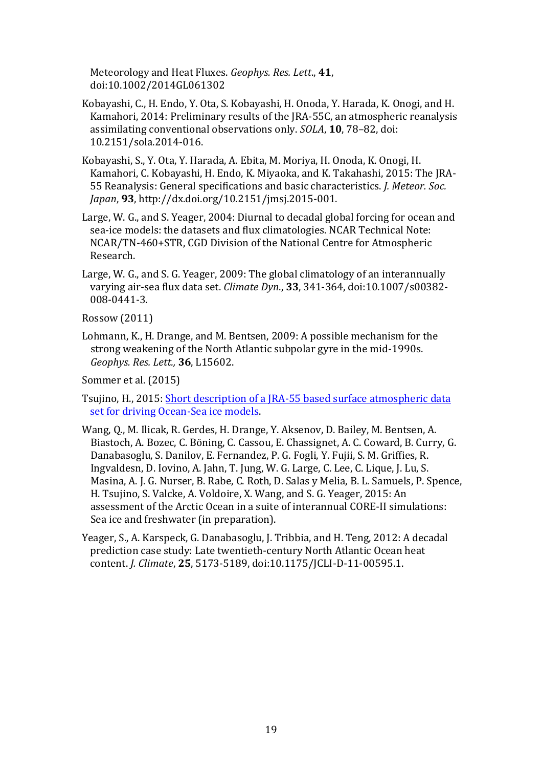Meteorology and Heat Fluxes. *Geophys. Res. Lett.*, **41**, doi:10.1002/2014GL061302

Kobayashi, C., H. Endo, Y. Ota, S. Kobayashi, H. Onoda, Y. Harada, K. Onogi, and H. Kamahori, 2014: Preliminary results of the JRA-55C, an atmospheric reanalysis assimilating conventional observations only. *SOLA*, **10**, 78–82, doi: 10.2151/sola.2014-016.

Kobayashi, S., Y. Ota, Y. Harada, A. Ebita, M. Moriya, H. Onoda, K. Onogi, H. Kamahori, C. Kobayashi, H. Endo, K. Miyaoka, and K. Takahashi, 2015: The JRA-55 Reanalysis: General specifications and basic characteristics. *J. Meteor. Soc. Japan*, **93**, http://dx.doi.org/10.2151/jmsj.2015-001.

Large, W. G., and S. Yeager, 2004: Diurnal to decadal global forcing for ocean and sea-ice models: the datasets and flux climatologies. NCAR Technical Note: NCAR/TN-460+STR, CGD Division of the National Centre for Atmospheric Research.

Large, W. G., and S. G. Yeager, 2009: The global climatology of an interannually varying air-sea flux data set. *Climate Dyn.*, **33**, 341-364, doi:10.1007/s00382-008-0441-3.

Rossow (2011)

Lohmann, K., H. Drange, and M. Bentsen, 2009: A possible mechanism for the strong weakening of the North Atlantic subpolar gyre in the mid-1990s. *Geophys. Res. Lett.,* **36**, L15602.

Sommer et al. (2015)

Tsujino, H., 2015: [Short description of a JRA-55 based surface atmospheric data set for driving Ocean-Sea ice models]().

Wang, Q., M. Ilicak, R. Gerdes, H. Drange, Y. Aksenov, D. Bailey, M. Bentsen, A. Biastoch, A. Bozec, C. Böning, C. Cassou, E. Chassignet, A. C. Coward, B. Curry, G. Danabasoglu, S. Danilov, E. Fernandez, P. G. Fogli, Y. Fujii, S. M. Griffies, R. Ingvaldesn, D. Iovino, A. Jahn, T. Jung, W. G. Large, C. Lee, C. Lique, J. Lu, S. Masina, A. J. G. Nurser, B. Rabe, C. Roth, D. Salas y Melia, B. L. Samuels, P. Spence, H. Tsujino, S. Valcke, A. Voldoire, X. Wang, and S. G. Yeager, 2015: An assessment of the Arctic Ocean in a suite of interannual CORE-II simulations: Sea ice and freshwater (in preparation).

Yeager, S., A. Karspeck, G. Danabasoglu, J. Tribbia, and H. Teng, 2012: A decadal prediction case study: Late twentieth-century North Atlantic Ocean heat content. *J. Climate*, **25**, 5173-5189, doi:10.1175/JCLI-D-11-00595.1.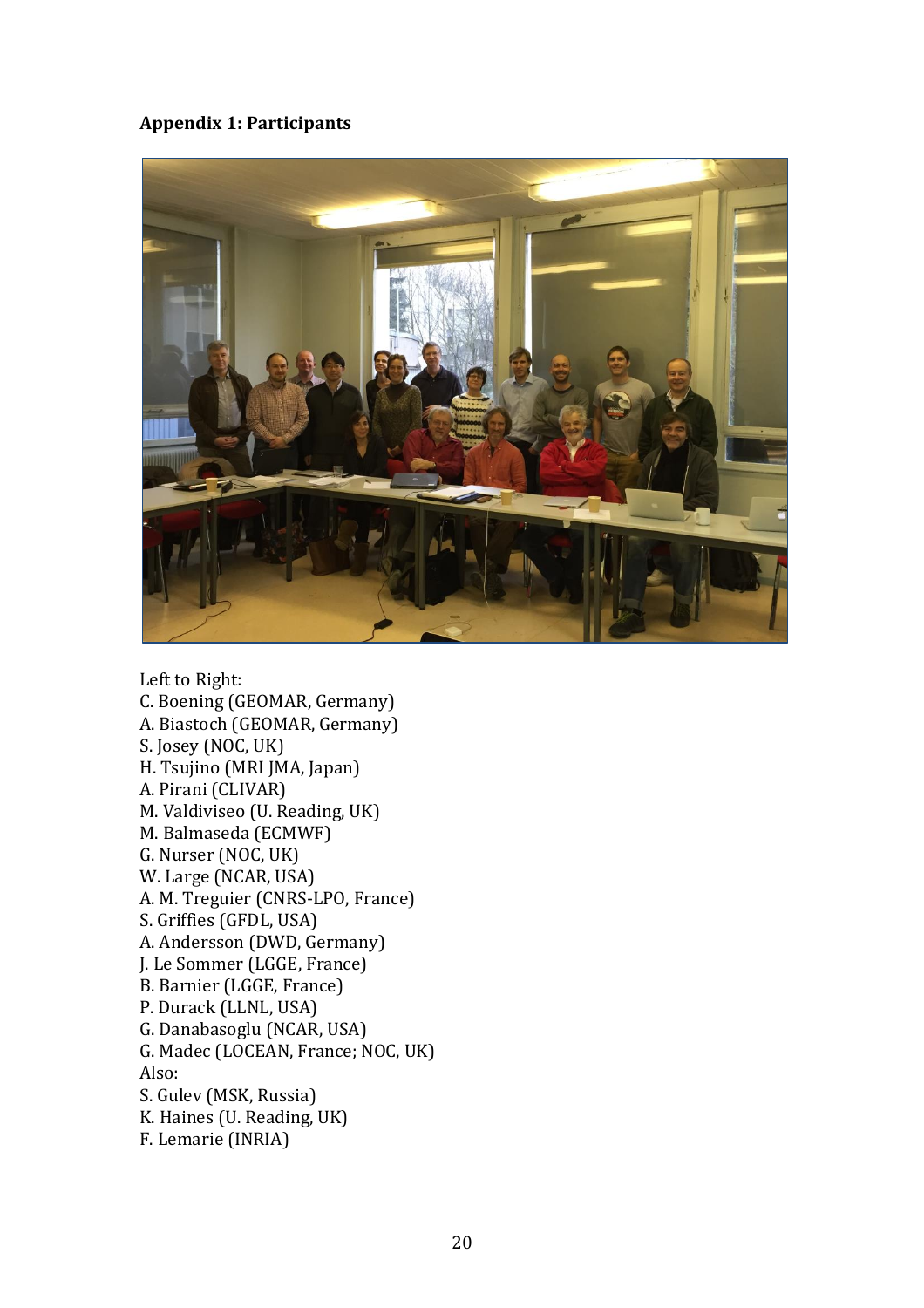**Appendix 1: Participants**

Left to Right:
C. Boening (GEOMAR, Germany)
A. Biastoch (GEOMAR, Germany)
S. Josey (NOC, UK)
H. Tsujino (MRI JMA, Japan)
A. Pirani (CLIVAR)
M. Valdiviseo (U. Reading, UK)
M. Balmaseda (ECMWF)
G. Nurser (NOC, UK)
W. Large (NCAR, USA)
A. M. Treguier (CNRS-LPO, France)
S. Griffies (GFDL, USA)
A. Andersson (DWD, Germany)
J. Le Sommer (LGGE, France)
B. Barnier (LGGE, France)
P. Durack (LLNL, USA)
G. Danabasoglu (NCAR, USA)
G. Madec (LOCEAN, France; NOC, UK)
Also:
S. Gulev (MSK, Russia)
K. Haines (U. Reading, UK)
F. Lemarie (INRIA)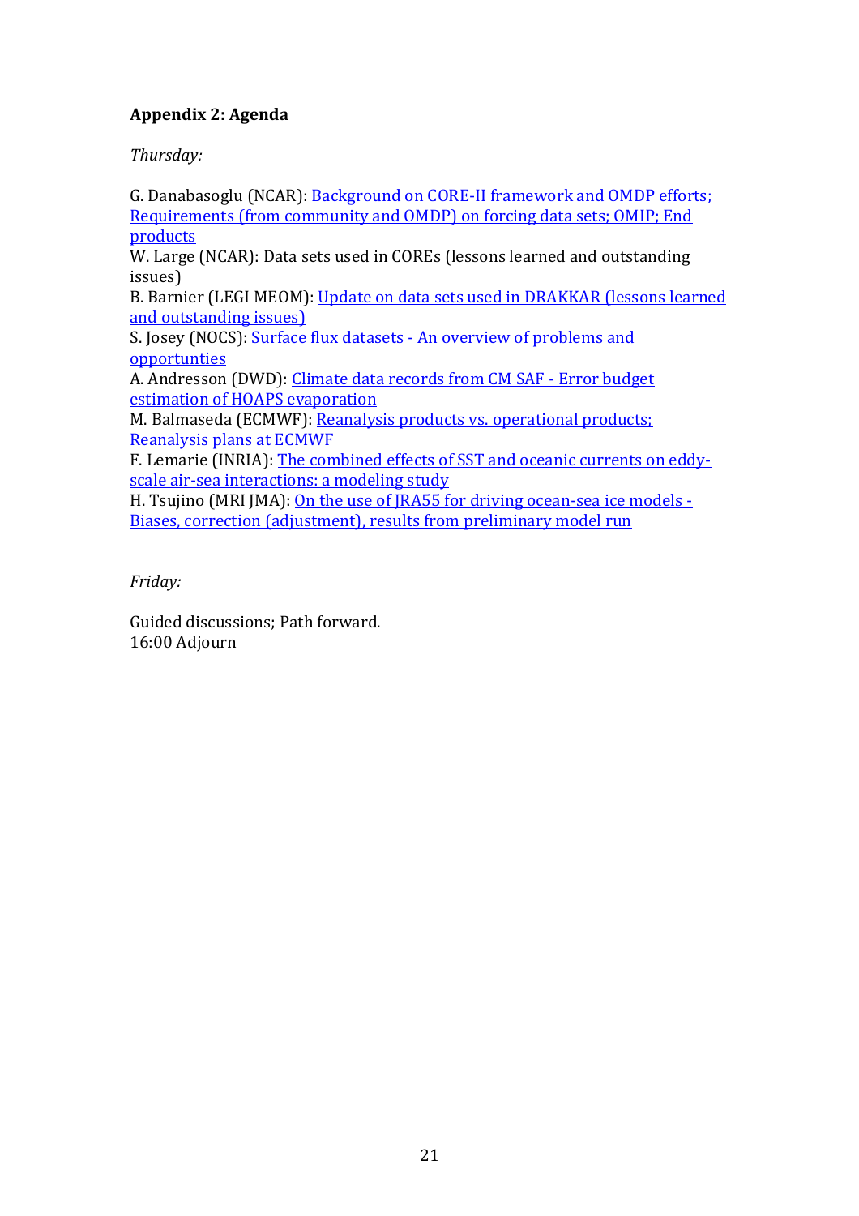**Appendix 2: Agenda**

*Thursday:*

G. Danabasoglu (NCAR): Background on CORE-II framework and OMDP efforts; Requirements (from community and OMDP) on forcing data sets; OMIP; End products
W. Large (NCAR): Data sets used in COREs (lessons learned and outstanding issues)
B. Barnier (LEGI MEOM): Update on data sets used in DRAKKAR (lessons learned and outstanding issues)
S. Josey (NOCS): Surface flux datasets - An overview of problems and opportunties
A. Andresson (DWD): Climate data records from CM SAF - Error budget estimation of HOAPS evaporation
M. Balmaseda (ECMWF): Reanalysis products vs. operational products; Reanalysis plans at ECMWF
F. Lemarie (INRIA): The combined effects of SST and oceanic currents on eddy-scale air-sea interactions: a modeling study
H. Tsujino (MRI JMA): On the use of JRA55 for driving ocean-sea ice models - Biases, correction (adjustment), results from preliminary model run

*Friday:*

Guided discussions; Path forward.
16:00 Adjourn